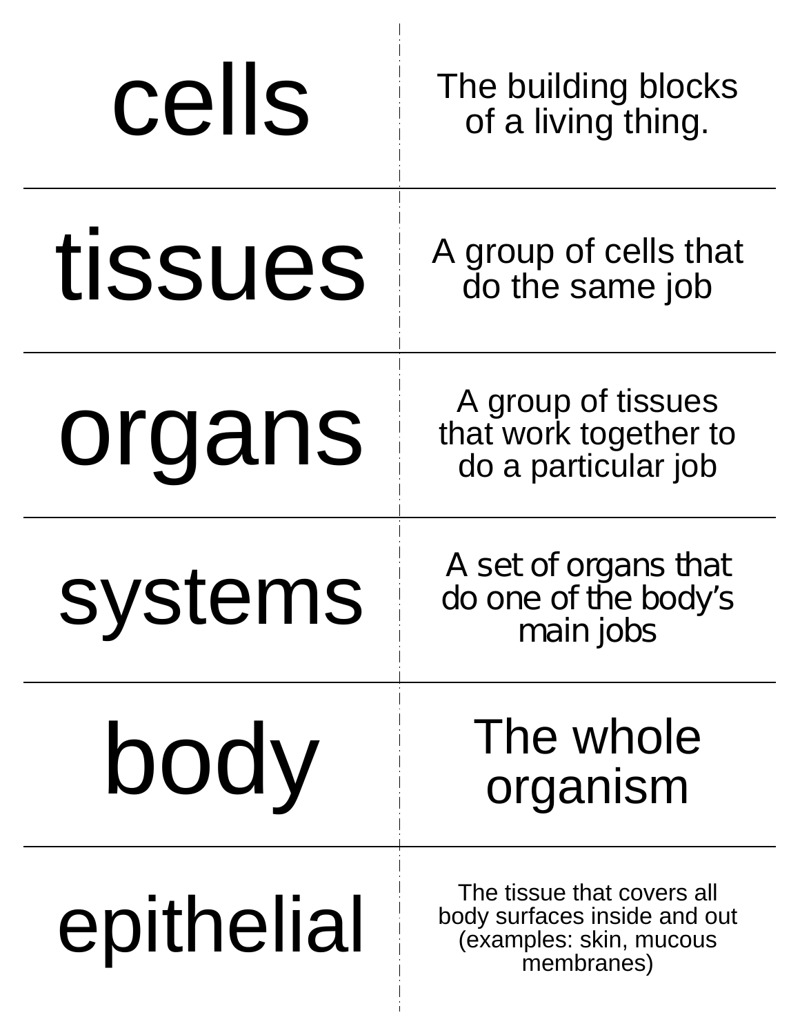| | |
|---|---|
| cells | The building blocks of a living thing. |
| tissues | A group of cells that do the same job |
| organs | A group of tissues that work together to do a particular job |
| systems | A set of organs that do one of the body's main jobs |
| body | The whole organism |
| epithelial | The tissue that covers all body surfaces inside and out (examples: skin, mucous membranes) |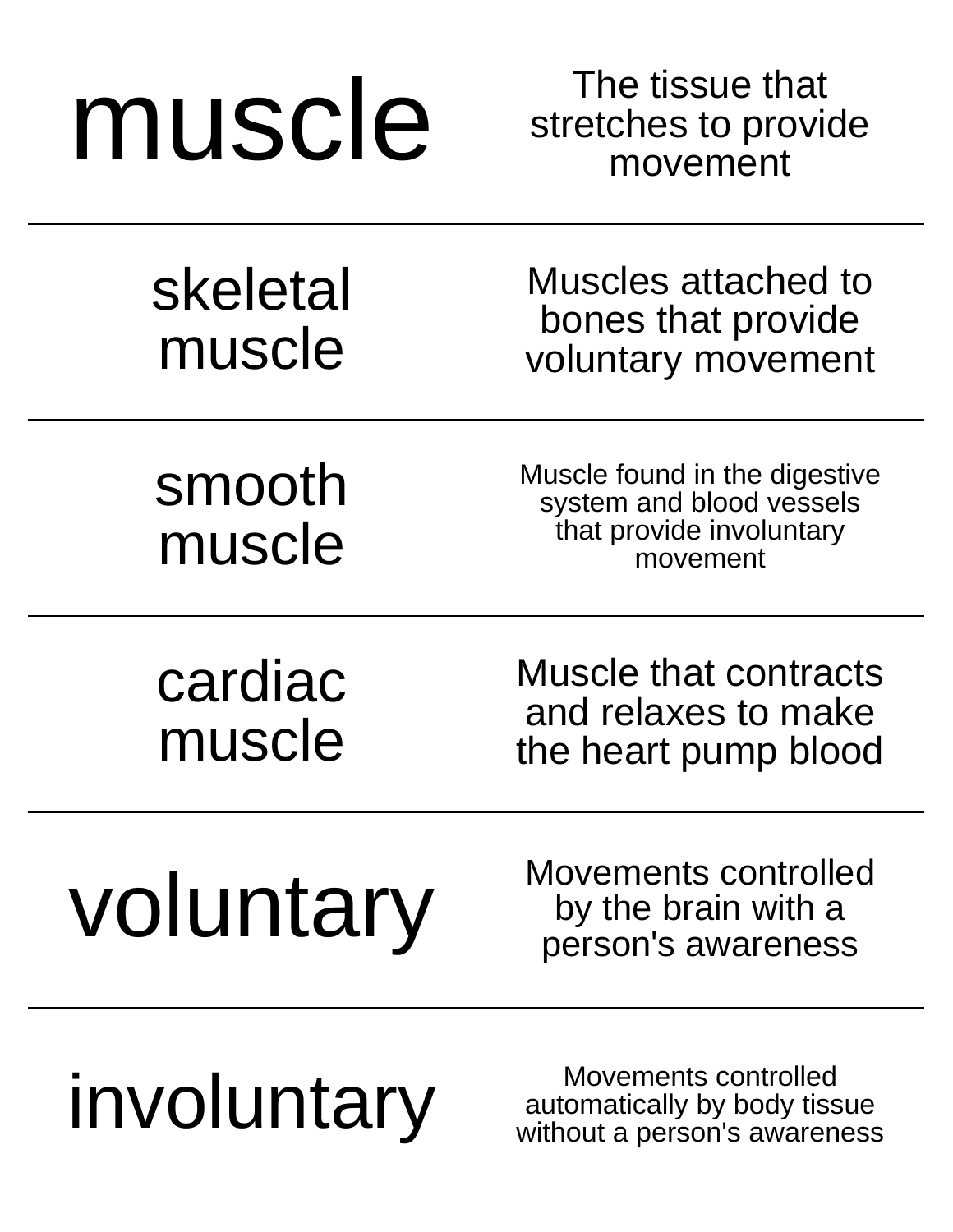| Term | Definition |
| --- | --- |
| muscle | The tissue that stretches to provide movement |
| skeletal muscle | Muscles attached to bones that provide voluntary movement |
| smooth muscle | Muscle found in the digestive system and blood vessels that provide involuntary movement |
| cardiac muscle | Muscle that contracts and relaxes to make the heart pump blood |
| voluntary | Movements controlled by the brain with a person's awareness |
| involuntary | Movements controlled automatically by body tissue without a person's awareness |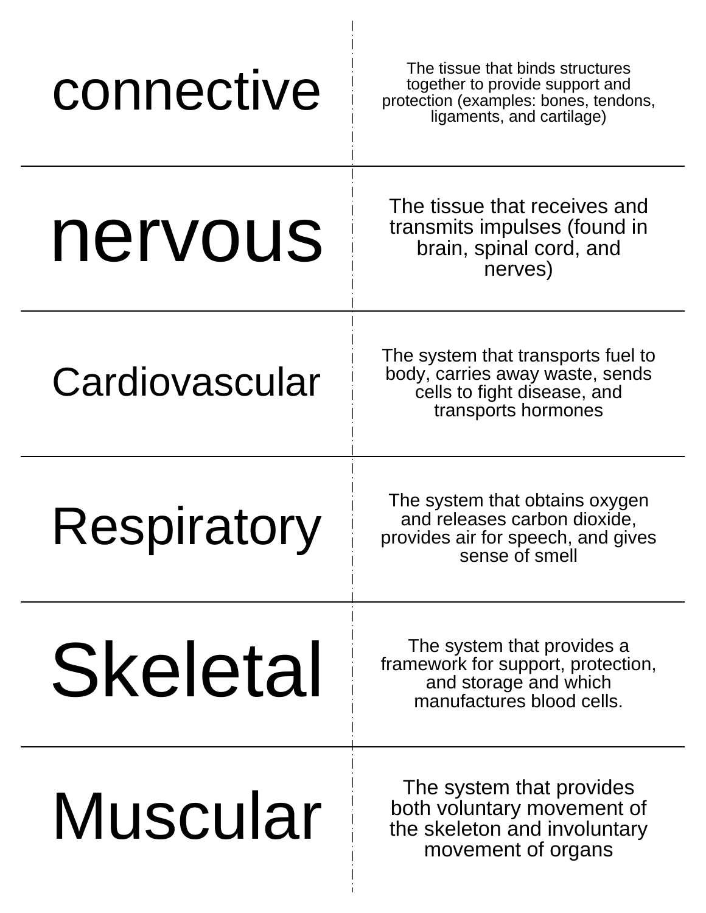| | |
|---|---|
| connective | The tissue that binds structures together to provide support and protection (examples: bones, tendons, ligaments, and cartilage) |
| nervous | The tissue that receives and transmits impulses (found in brain, spinal cord, and nerves) |
| Cardiovascular | The system that transports fuel to body, carries away waste, sends cells to fight disease, and transports hormones |
| Respiratory | The system that obtains oxygen and releases carbon dioxide, provides air for speech, and gives sense of smell |
| Skeletal | The system that provides a framework for support, protection, and storage and which manufactures blood cells. |
| Muscular | The system that provides both voluntary movement of the skeleton and involuntary movement of organs |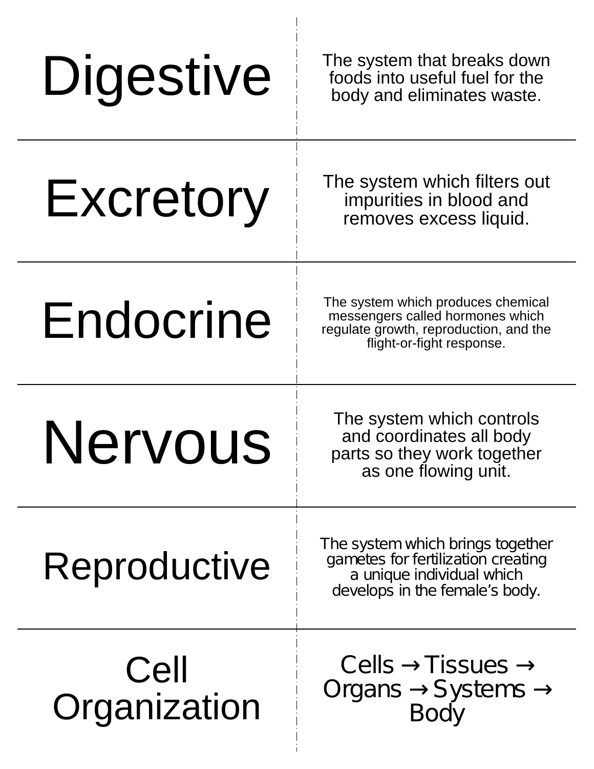| | |
|---|---|
| Digestive | The system that breaks down foods into useful fuel for the body and eliminates waste. |
| Excretory | The system which filters out impurities in blood and removes excess liquid. |
| Endocrine | The system which produces chemical messengers called hormones which regulate growth, reproduction, and the flight-or-fight response. |
| Nervous | The system which controls and coordinates all body parts so they work together as one flowing unit. |
| Reproductive | The system which brings together gametes for fertilization creating a unique individual which develops in the female's body. |
| Cell Organization | Cells → Tissues → Organs → Systems → Body |